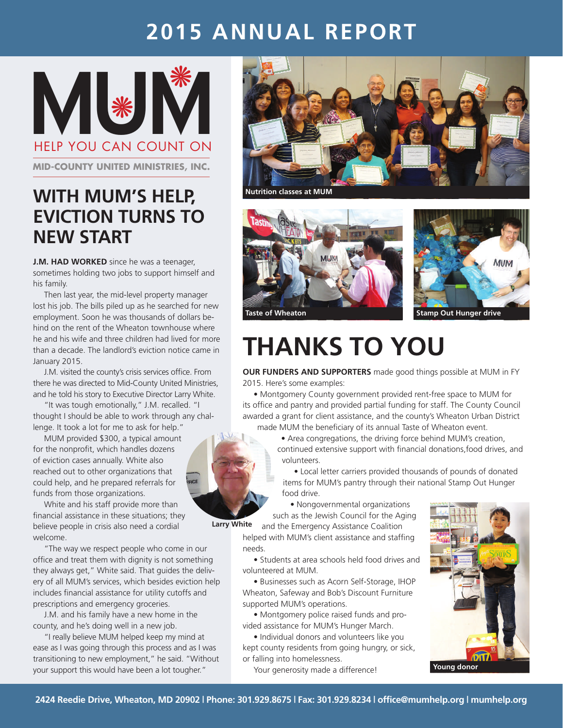# 2015 ANNUAL REPORT

MUM

HELP YOU CAN COUNT ON

MID-COUNTY UNITED MINISTRIES, INC.

## WITH MUM'S HELP, EVICTION TURNS TO NEW START

**J.M. HAD WORKED** since he was a teenager, sometimes holding two jobs to support himself and his family.

Then last year, the mid-level property manager lost his job. The bills piled up as he searched for new employment. Soon he was thousands of dollars behind on the rent of the Wheaton townhouse where he and his wife and three children had lived for more than a decade. The landlord's eviction notice came in January 2015.

J.M. visited the county's crisis services office. From there he was directed to Mid-County United Ministries, and he told his story to Executive Director Larry White.

"It was tough emotionally," J.M. recalled. "I thought I should be able to work through any challenge. It took a lot for me to ask for help."

MUM provided $300, a typical amount for the nonprofit, which handles dozens of eviction cases annually. White also reached out to other organizations that could help, and he prepared referrals for funds from those organizations.

Larry White

White and his staff provide more than financial assistance in these situations; they believe people in crisis also need a cordial welcome.

"The way we respect people who come in our office and treat them with dignity is not something they always get," White said. That guides the delivery of all MUM's services, which besides eviction help includes financial assistance for utility cutoffs and prescriptions and emergency groceries.

J.M. and his family have a new home in the county, and he's doing well in a new job.

"I really believe MUM helped keep my mind at ease as I was going through this process and as I was transitioning to new employment," he said. "Without your support this would have been a lot tougher."

Nutrition classes at MUM

Taste of Wheaton

Stamp Out Hunger drive

## THANKS TO YOU

**OUR FUNDERS AND SUPPORTERS** made good things possible at MUM in FY 2015. Here's some examples:

- Montgomery County government provided rent-free space to MUM for its office and pantry and provided partial funding for staff. The County Council awarded a grant for client assistance, and the county's Wheaton Urban District made MUM the beneficiary of its annual Taste of Wheaton event.
- Area congregations, the driving force behind MUM's creation, continued extensive support with financial donations,food drives, and volunteers.
- Local letter carriers provided thousands of pounds of donated items for MUM's pantry through their national Stamp Out Hunger food drive.
- Nongovernmental organizations such as the Jewish Council for the Aging and the Emergency Assistance Coalition helped with MUM's client assistance and staffing needs.
- Students at area schools held food drives and volunteered at MUM.
- Businesses such as Acorn Self-Storage, IHOP Wheaton, Safeway and Bob's Discount Furniture supported MUM's operations.
- Montgomery police raised funds and provided assistance for MUM's Hunger March.
- Individual donors and volunteers like you kept county residents from going hungry, or sick, or falling into homelessness.

Your generosity made a difference!

Young donor

2424 Reedie Drive, Wheaton, MD 20902 | Phone: 301.929.8675 | Fax: 301.929.8234 | office@mumhelp.org | mumhelp.org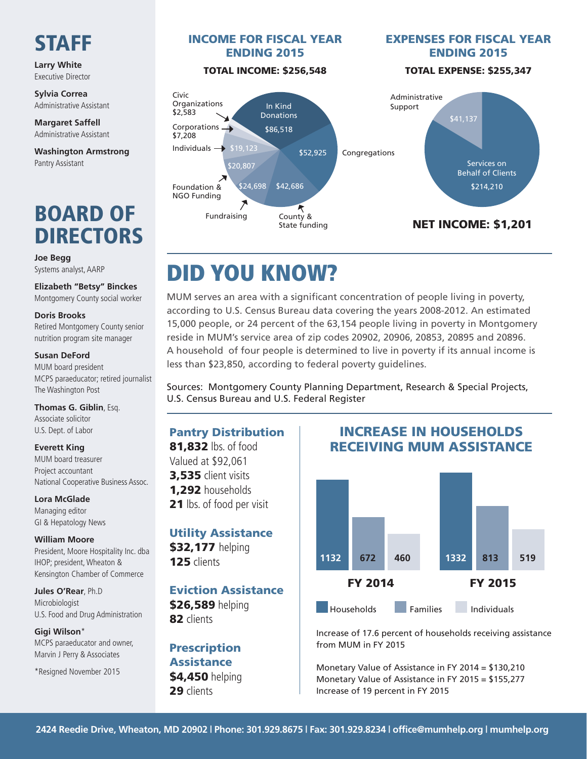# STAFF

**Larry White**
Executive Director

**Sylvia Correa**
Administrative Assistant

**Margaret Saffell**
Administrative Assistant

**Washington Armstrong**
Pantry Assistant

# BOARD OF DIRECTORS

**Joe Begg**
Systems analyst, AARP

**Elizabeth "Betsy" Binckes**
Montgomery County social worker

**Doris Brooks**
Retired Montgomery County senior nutrition program site manager

**Susan DeFord**
MUM board president
MCPS paraeducator; retired journalist
The Washington Post

**Thomas G. Giblin**, Esq.
Associate solicitor
U.S. Dept. of Labor

**Everett King**
MUM board treasurer
Project accountant
National Cooperative Business Assoc.

**Lora McGlade**
Managing editor
GI & Hepatology News

**William Moore**
President, Moore Hospitality Inc. dba IHOP; president, Wheaton & Kensington Chamber of Commerce

**Jules O'Rear**, Ph.D
Microbiologist
U.S. Food and Drug Administration

**Gigi Wilson***
MCPS paraeducator and owner, Marvin J Perry & Associates

*Resigned November 2015

## INCOME FOR FISCAL YEAR ENDING 2015

**TOTAL INCOME: $256,548**

In Kind Donations $86,518
Congregations $52,925
County & State funding $42,686
Fundraising $24,698
Foundation & NGO Funding $20,807
Individuals $19,123
Corporations $7,208
Civic Organizations $2,583

## EXPENSES FOR FISCAL YEAR ENDING 2015

**TOTAL EXPENSE: $255,347**

Administrative Support $41,137
Services on Behalf of Clients $214,210

**NET INCOME: $1,201**

# DID YOU KNOW?

MUM serves an area with a significant concentration of people living in poverty, according to U.S. Census Bureau data covering the years 2008-2012. An estimated 15,000 people, or 24 percent of the 63,154 people living in poverty in Montgomery reside in MUM's service area of zip codes 20902, 20906, 20853, 20895 and 20896. A household of four people is determined to live in poverty if its annual income is less than $23,850, according to federal poverty guidelines.

Sources: Montgomery County Planning Department, Research & Special Projects, U.S. Census Bureau and U.S. Federal Register

### Pantry Distribution

**81,832** lbs. of food
Valued at $92,061
**3,535** client visits
**1,292** households
**21** lbs. of food per visit

### Utility Assistance

**$32,177** helping
**125** clients

### Eviction Assistance

**$26,589** helping
**82** clients

### Prescription Assistance

**$4,450** helping
**29** clients

## INCREASE IN HOUSEHOLDS RECEIVING MUM ASSISTANCE

FY 2014: 1132, 672, 460
FY 2015: 1332, 813, 519

Households, Families, Individuals

Increase of 17.6 percent of households receiving assistance from MUM in FY 2015

Monetary Value of Assistance in FY 2014 = $130,210
Monetary Value of Assistance in FY 2015 = $155,277
Increase of 19 percent in FY 2015

2424 Reedie Drive, Wheaton, MD 20902 | Phone: 301.929.8675 | Fax: 301.929.8234 | office@mumhelp.org | mumhelp.org